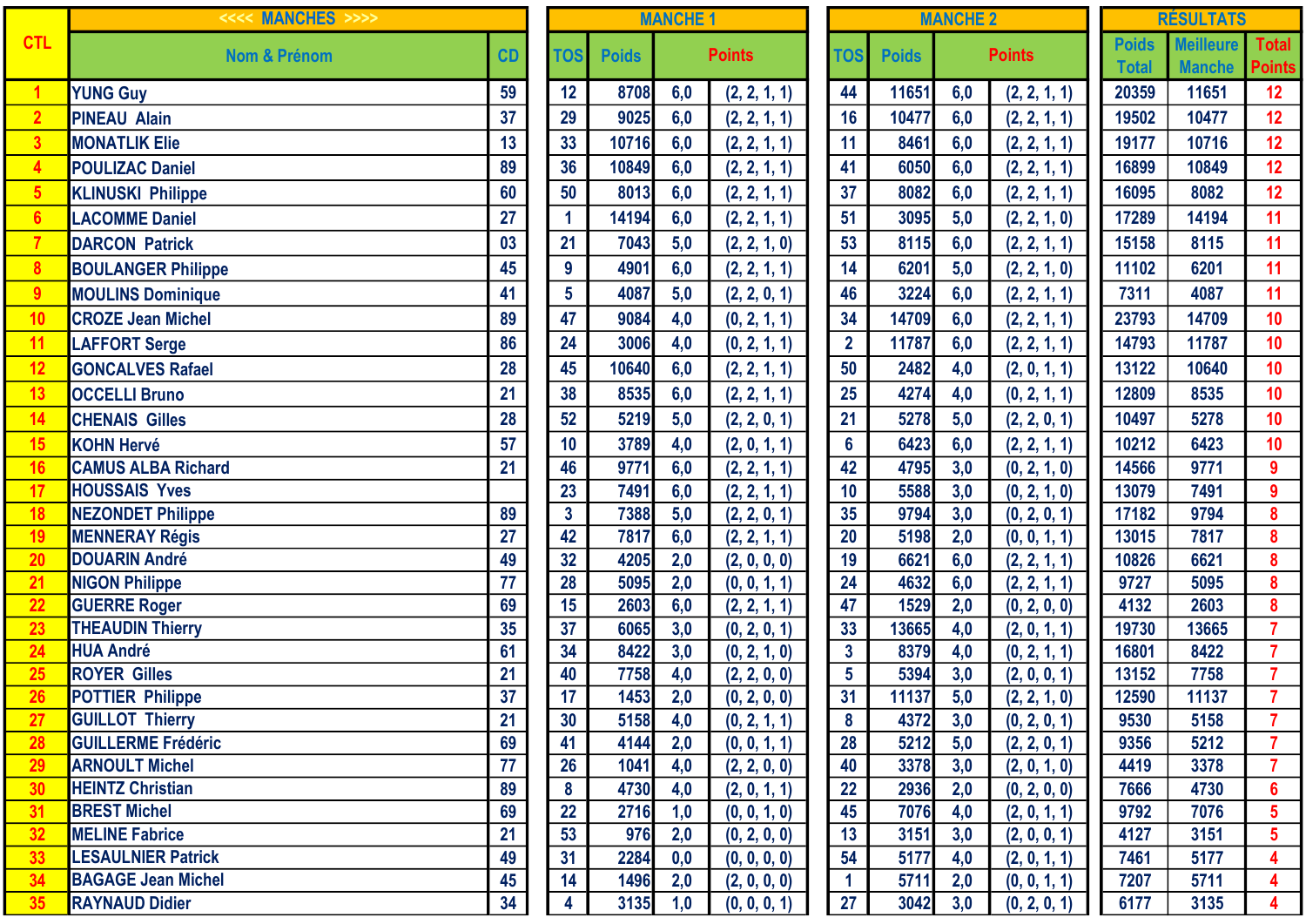| CTL | <<<< MANCHES >>>> | | MANCHE 1 | | | | MANCHE 2 | | | | RÉSULTATS | | |
|---|---|---|---|---|---|---|---|---|---|---|---|---|---|
| | Nom & Prénom | CD | TOS | Poids | Points | | TOS | Poids | Points | | Poids Total | Meilleure Manche | Total Points |
| 1 | YUNG Guy | 59 | 12 | 8708 | 6,0 | (2, 2, 1, 1) | 44 | 11651 | 6,0 | (2, 2, 1, 1) | 20359 | 11651 | 12 |
| 2 | PINEAU Alain | 37 | 29 | 9025 | 6,0 | (2, 2, 1, 1) | 16 | 10477 | 6,0 | (2, 2, 1, 1) | 19502 | 10477 | 12 |
| 3 | MONATLIK Elie | 13 | 33 | 10716 | 6,0 | (2, 2, 1, 1) | 11 | 8461 | 6,0 | (2, 2, 1, 1) | 19177 | 10716 | 12 |
| 4 | POULIZAC Daniel | 89 | 36 | 10849 | 6,0 | (2, 2, 1, 1) | 41 | 6050 | 6,0 | (2, 2, 1, 1) | 16899 | 10849 | 12 |
| 5 | KLINUSKI Philippe | 60 | 50 | 8013 | 6,0 | (2, 2, 1, 1) | 37 | 8082 | 6,0 | (2, 2, 1, 1) | 16095 | 8082 | 12 |
| 6 | LACOMME Daniel | 27 | 1 | 14194 | 6,0 | (2, 2, 1, 1) | 51 | 3095 | 5,0 | (2, 2, 1, 0) | 17289 | 14194 | 11 |
| 7 | DARCON Patrick | 03 | 21 | 7043 | 5,0 | (2, 2, 1, 0) | 53 | 8115 | 6,0 | (2, 2, 1, 1) | 15158 | 8115 | 11 |
| 8 | BOULANGER Philippe | 45 | 9 | 4901 | 6,0 | (2, 2, 1, 1) | 14 | 6201 | 5,0 | (2, 2, 1, 0) | 11102 | 6201 | 11 |
| 9 | MOULINS Dominique | 41 | 5 | 4087 | 5,0 | (2, 2, 0, 1) | 46 | 3224 | 6,0 | (2, 2, 1, 1) | 7311 | 4087 | 11 |
| 10 | CROZE Jean Michel | 89 | 47 | 9084 | 4,0 | (0, 2, 1, 1) | 34 | 14709 | 6,0 | (2, 2, 1, 1) | 23793 | 14709 | 10 |
| 11 | LAFFORT Serge | 86 | 24 | 3006 | 4,0 | (0, 2, 1, 1) | 2 | 11787 | 6,0 | (2, 2, 1, 1) | 14793 | 11787 | 10 |
| 12 | GONCALVES Rafael | 28 | 45 | 10640 | 6,0 | (2, 2, 1, 1) | 50 | 2482 | 4,0 | (2, 0, 1, 1) | 13122 | 10640 | 10 |
| 13 | OCCELLI Bruno | 21 | 38 | 8535 | 6,0 | (2, 2, 1, 1) | 25 | 4274 | 4,0 | (0, 2, 1, 1) | 12809 | 8535 | 10 |
| 14 | CHENAIS Gilles | 28 | 52 | 5219 | 5,0 | (2, 2, 0, 1) | 21 | 5278 | 5,0 | (2, 2, 0, 1) | 10497 | 5278 | 10 |
| 15 | KOHN Hervé | 57 | 10 | 3789 | 4,0 | (2, 0, 1, 1) | 6 | 6423 | 6,0 | (2, 2, 1, 1) | 10212 | 6423 | 10 |
| 16 | CAMUS ALBA Richard | 21 | 46 | 9771 | 6,0 | (2, 2, 1, 1) | 42 | 4795 | 3,0 | (0, 2, 1, 0) | 14566 | 9771 | 9 |
| 17 | HOUSSAIS Yves | | 23 | 7491 | 6,0 | (2, 2, 1, 1) | 10 | 5588 | 3,0 | (0, 2, 1, 0) | 13079 | 7491 | 9 |
| 18 | NEZONDET Philippe | 89 | 3 | 7388 | 5,0 | (2, 2, 0, 1) | 35 | 9794 | 3,0 | (0, 2, 0, 1) | 17182 | 9794 | 8 |
| 19 | MENNERAY Régis | 27 | 42 | 7817 | 6,0 | (2, 2, 1, 1) | 20 | 5198 | 2,0 | (0, 0, 1, 1) | 13015 | 7817 | 8 |
| 20 | DOUARIN André | 49 | 32 | 4205 | 2,0 | (2, 0, 0, 0) | 19 | 6621 | 6,0 | (2, 2, 1, 1) | 10826 | 6621 | 8 |
| 21 | NIGON Philippe | 77 | 28 | 5095 | 2,0 | (0, 0, 1, 1) | 24 | 4632 | 6,0 | (2, 2, 1, 1) | 9727 | 5095 | 8 |
| 22 | GUERRE Roger | 69 | 15 | 2603 | 6,0 | (2, 2, 1, 1) | 47 | 1529 | 2,0 | (0, 2, 0, 0) | 4132 | 2603 | 8 |
| 23 | THEAUDIN Thierry | 35 | 37 | 6065 | 3,0 | (0, 2, 0, 1) | 33 | 13665 | 4,0 | (2, 0, 1, 1) | 19730 | 13665 | 7 |
| 24 | HUA André | 61 | 34 | 8422 | 3,0 | (0, 2, 1, 0) | 3 | 8379 | 4,0 | (0, 2, 1, 1) | 16801 | 8422 | 7 |
| 25 | ROYER Gilles | 21 | 40 | 7758 | 4,0 | (2, 2, 0, 0) | 5 | 5394 | 3,0 | (2, 0, 0, 1) | 13152 | 7758 | 7 |
| 26 | POTTIER Philippe | 37 | 17 | 1453 | 2,0 | (0, 2, 0, 0) | 31 | 11137 | 5,0 | (2, 2, 1, 0) | 12590 | 11137 | 7 |
| 27 | GUILLOT Thierry | 21 | 30 | 5158 | 4,0 | (0, 2, 1, 1) | 8 | 4372 | 3,0 | (0, 2, 0, 1) | 9530 | 5158 | 7 |
| 28 | GUILLERME Frédéric | 69 | 41 | 4144 | 2,0 | (0, 0, 1, 1) | 28 | 5212 | 5,0 | (2, 2, 0, 1) | 9356 | 5212 | 7 |
| 29 | ARNOULT Michel | 77 | 26 | 1041 | 4,0 | (2, 2, 0, 0) | 40 | 3378 | 3,0 | (2, 0, 1, 0) | 4419 | 3378 | 7 |
| 30 | HEINTZ Christian | 89 | 8 | 4730 | 4,0 | (2, 0, 1, 1) | 22 | 2936 | 2,0 | (0, 2, 0, 0) | 7666 | 4730 | 6 |
| 31 | BREST Michel | 69 | 22 | 2716 | 1,0 | (0, 0, 1, 0) | 45 | 7076 | 4,0 | (2, 0, 1, 1) | 9792 | 7076 | 5 |
| 32 | MELINE Fabrice | 21 | 53 | 976 | 2,0 | (0, 2, 0, 0) | 13 | 3151 | 3,0 | (2, 0, 0, 1) | 4127 | 3151 | 5 |
| 33 | LESAULNIER Patrick | 49 | 31 | 2284 | 0,0 | (0, 0, 0, 0) | 54 | 5177 | 4,0 | (2, 0, 1, 1) | 7461 | 5177 | 4 |
| 34 | BAGAGE Jean Michel | 45 | 14 | 1496 | 2,0 | (2, 0, 0, 0) | 1 | 5711 | 2,0 | (0, 0, 1, 1) | 7207 | 5711 | 4 |
| 35 | RAYNAUD Didier | 34 | 4 | 3135 | 1,0 | (0, 0, 0, 1) | 27 | 3042 | 3,0 | (0, 2, 0, 1) | 6177 | 3135 | 4 |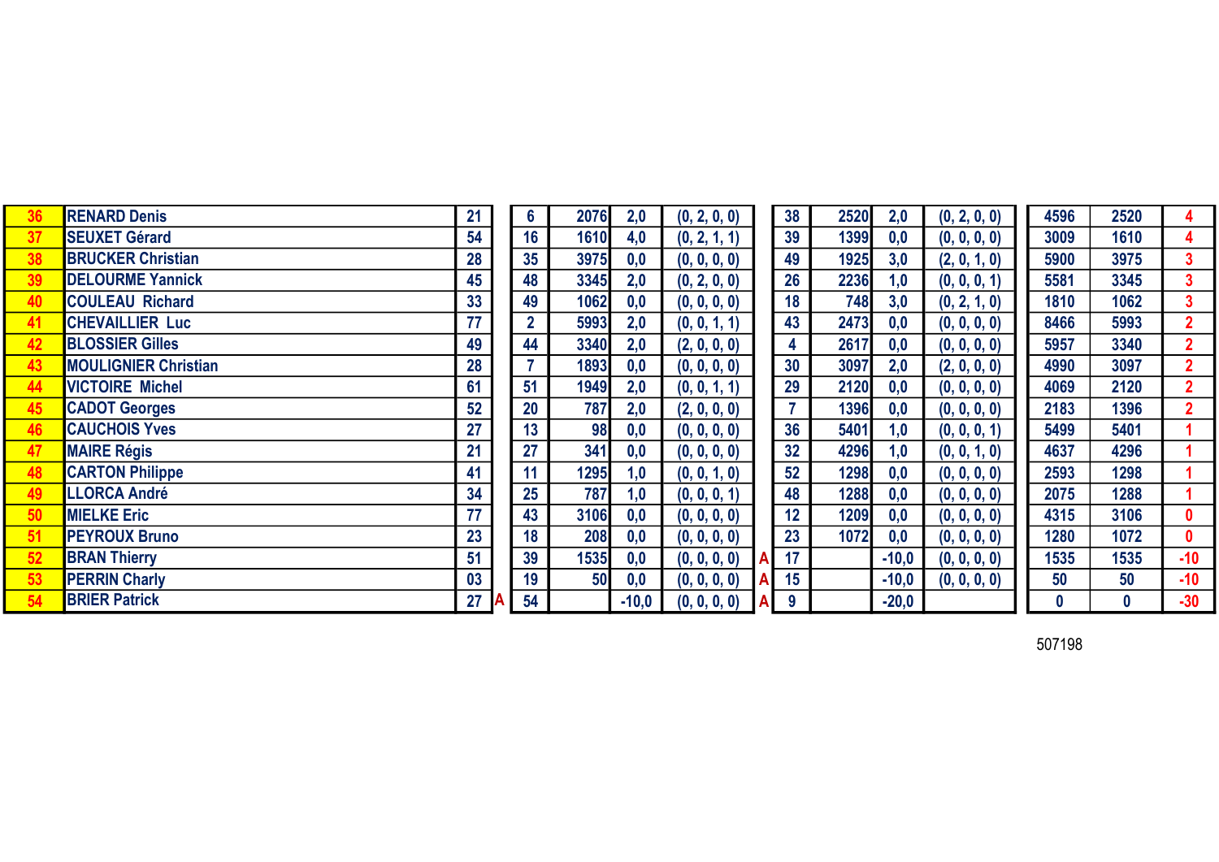| | | | | | | | | | | | | | | | | |
|---|---|---|---|---|---|---|---|---|---|---|---|---|---|---|---|---|
| 36 | RENARD Denis | 21 | | 6 | 2076 | 2,0 | (0, 2, 0, 0) | | 38 | 2520 | 2,0 | (0, 2, 0, 0) | 4596 | 2520 | 4 |
| 37 | SEUXET Gérard | 54 | | 16 | 1610 | 4,0 | (0, 2, 1, 1) | | 39 | 1399 | 0,0 | (0, 0, 0, 0) | 3009 | 1610 | 4 |
| 38 | BRUCKER Christian | 28 | | 35 | 3975 | 0,0 | (0, 0, 0, 0) | | 49 | 1925 | 3,0 | (2, 0, 1, 0) | 5900 | 3975 | 3 |
| 39 | DELOURME Yannick | 45 | | 48 | 3345 | 2,0 | (0, 2, 0, 0) | | 26 | 2236 | 1,0 | (0, 0, 0, 1) | 5581 | 3345 | 3 |
| 40 | COULEAU Richard | 33 | | 49 | 1062 | 0,0 | (0, 0, 0, 0) | | 18 | 748 | 3,0 | (0, 2, 1, 0) | 1810 | 1062 | 3 |
| 41 | CHEVAILLIER Luc | 77 | | 2 | 5993 | 2,0 | (0, 0, 1, 1) | | 43 | 2473 | 0,0 | (0, 0, 0, 0) | 8466 | 5993 | 2 |
| 42 | BLOSSIER Gilles | 49 | | 44 | 3340 | 2,0 | (2, 0, 0, 0) | | 4 | 2617 | 0,0 | (0, 0, 0, 0) | 5957 | 3340 | 2 |
| 43 | MOULIGNIER Christian | 28 | | 7 | 1893 | 0,0 | (0, 0, 0, 0) | | 30 | 3097 | 2,0 | (2, 0, 0, 0) | 4990 | 3097 | 2 |
| 44 | VICTOIRE Michel | 61 | | 51 | 1949 | 2,0 | (0, 0, 1, 1) | | 29 | 2120 | 0,0 | (0, 0, 0, 0) | 4069 | 2120 | 2 |
| 45 | CADOT Georges | 52 | | 20 | 787 | 2,0 | (2, 0, 0, 0) | | 7 | 1396 | 0,0 | (0, 0, 0, 0) | 2183 | 1396 | 2 |
| 46 | CAUCHOIS Yves | 27 | | 13 | 98 | 0,0 | (0, 0, 0, 0) | | 36 | 5401 | 1,0 | (0, 0, 0, 1) | 5499 | 5401 | 1 |
| 47 | MAIRE Régis | 21 | | 27 | 341 | 0,0 | (0, 0, 0, 0) | | 32 | 4296 | 1,0 | (0, 0, 1, 0) | 4637 | 4296 | 1 |
| 48 | CARTON Philippe | 41 | | 11 | 1295 | 1,0 | (0, 0, 1, 0) | | 52 | 1298 | 0,0 | (0, 0, 0, 0) | 2593 | 1298 | 1 |
| 49 | LLORCA André | 34 | | 25 | 787 | 1,0 | (0, 0, 0, 1) | | 48 | 1288 | 0,0 | (0, 0, 0, 0) | 2075 | 1288 | 1 |
| 50 | MIELKE Eric | 77 | | 43 | 3106 | 0,0 | (0, 0, 0, 0) | | 12 | 1209 | 0,0 | (0, 0, 0, 0) | 4315 | 3106 | 0 |
| 51 | PEYROUX Bruno | 23 | | 18 | 208 | 0,0 | (0, 0, 0, 0) | | 23 | 1072 | 0,0 | (0, 0, 0, 0) | 1280 | 1072 | 0 |
| 52 | BRAN Thierry | 51 | | 39 | 1535 | 0,0 | (0, 0, 0, 0) | A | 17 | | -10,0 | (0, 0, 0, 0) | 1535 | 1535 | -10 |
| 53 | PERRIN Charly | 03 | | 19 | 50 | 0,0 | (0, 0, 0, 0) | A | 15 | | -10,0 | (0, 0, 0, 0) | 50 | 50 | -10 |
| 54 | BRIER Patrick | 27 | A | 54 | | -10,0 | (0, 0, 0, 0) | A | 9 | | -20,0 | | 0 | 0 | -30 |

507198